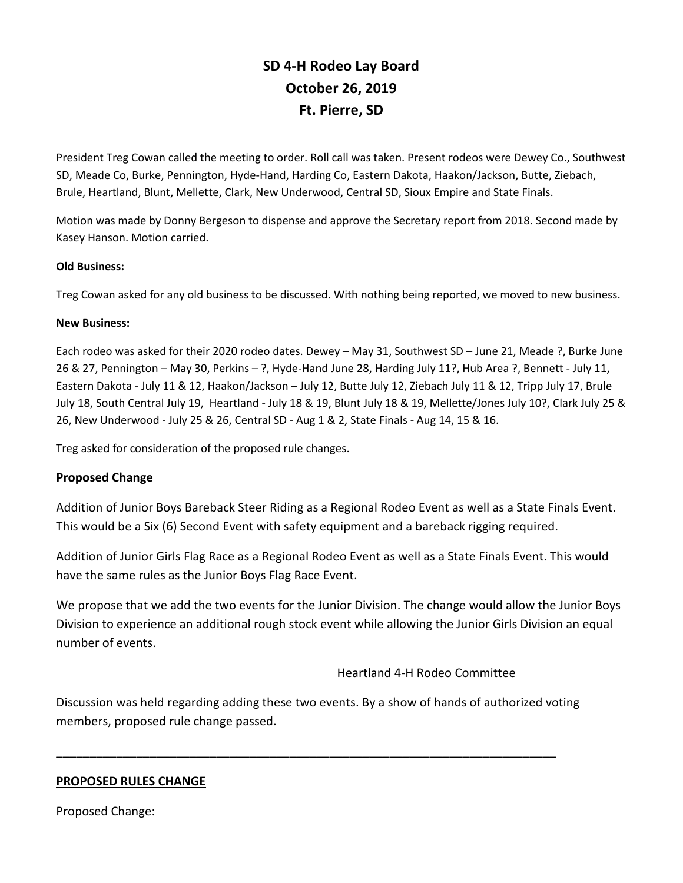# SD 4-H Rodeo Lay Board
# October 26, 2019
# Ft. Pierre, SD

President Treg Cowan called the meeting to order. Roll call was taken. Present rodeos were Dewey Co., Southwest SD, Meade Co, Burke, Pennington, Hyde-Hand, Harding Co, Eastern Dakota, Haakon/Jackson, Butte, Ziebach, Brule, Heartland, Blunt, Mellette, Clark, New Underwood, Central SD, Sioux Empire and State Finals.

Motion was made by Donny Bergeson to dispense and approve the Secretary report from 2018. Second made by Kasey Hanson. Motion carried.

**Old Business:**

Treg Cowan asked for any old business to be discussed. With nothing being reported, we moved to new business.

**New Business:**

Each rodeo was asked for their 2020 rodeo dates. Dewey – May 31, Southwest SD – June 21, Meade ?, Burke June 26 & 27, Pennington – May 30, Perkins – ?, Hyde-Hand June 28, Harding July 11?, Hub Area ?, Bennett - July 11, Eastern Dakota - July 11 & 12, Haakon/Jackson – July 12, Butte July 12, Ziebach July 11 & 12, Tripp July 17, Brule July 18, South Central July 19, Heartland - July 18 & 19, Blunt July 18 & 19, Mellette/Jones July 10?, Clark July 25 & 26, New Underwood - July 25 & 26, Central SD - Aug 1 & 2, State Finals - Aug 14, 15 & 16.

Treg asked for consideration of the proposed rule changes.

## Proposed Change

Addition of Junior Boys Bareback Steer Riding as a Regional Rodeo Event as well as a State Finals Event. This would be a Six (6) Second Event with safety equipment and a bareback rigging required.

Addition of Junior Girls Flag Race as a Regional Rodeo Event as well as a State Finals Event. This would have the same rules as the Junior Boys Flag Race Event.

We propose that we add the two events for the Junior Division. The change would allow the Junior Boys Division to experience an additional rough stock event while allowing the Junior Girls Division an equal number of events.

Heartland 4-H Rodeo Committee

Discussion was held regarding adding these two events. By a show of hands of authorized voting members, proposed rule change passed.

---

**PROPOSED RULES CHANGE**

Proposed Change: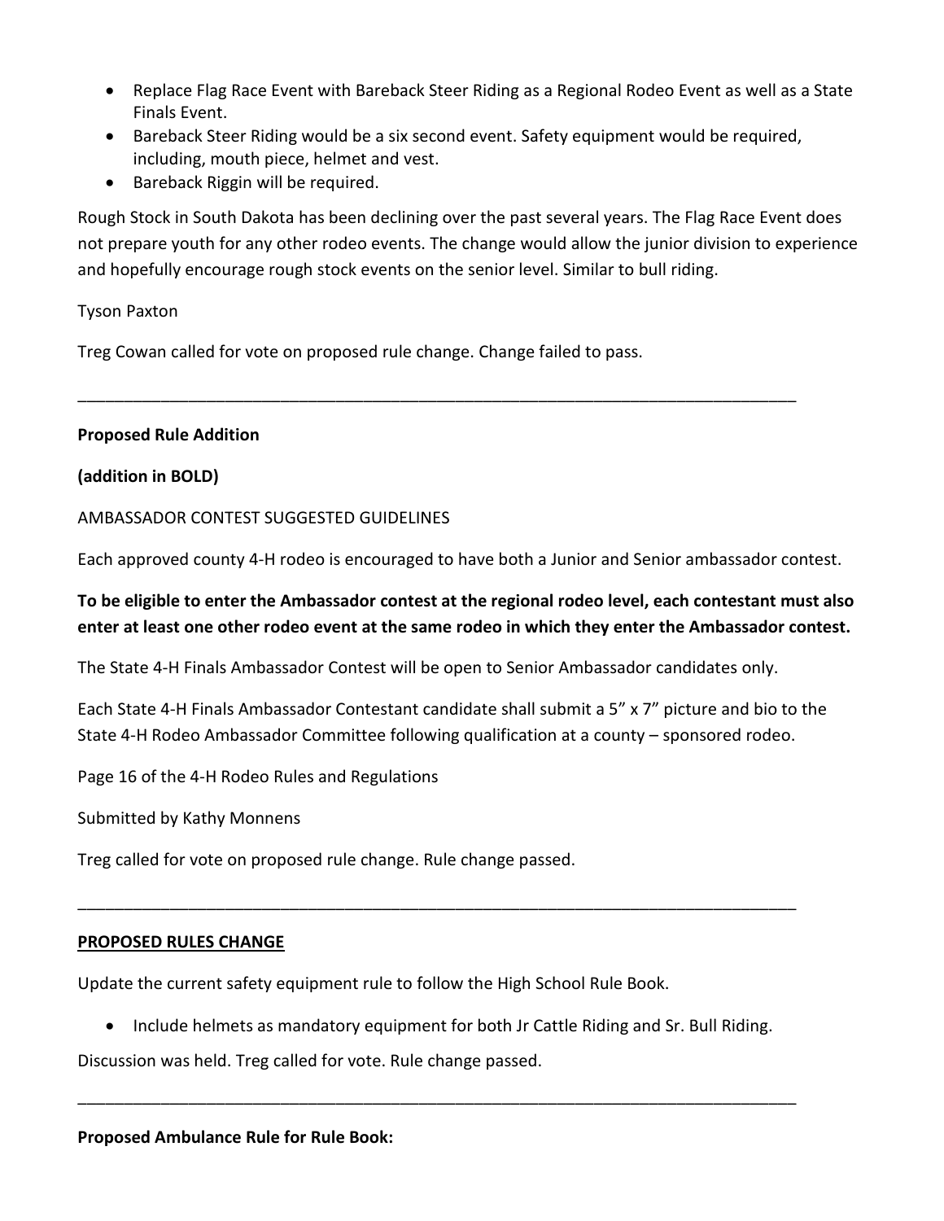- Replace Flag Race Event with Bareback Steer Riding as a Regional Rodeo Event as well as a State Finals Event.
- Bareback Steer Riding would be a six second event. Safety equipment would be required, including, mouth piece, helmet and vest.
- Bareback Riggin will be required.

Rough Stock in South Dakota has been declining over the past several years. The Flag Race Event does not prepare youth for any other rodeo events. The change would allow the junior division to experience and hopefully encourage rough stock events on the senior level. Similar to bull riding.

Tyson Paxton

Treg Cowan called for vote on proposed rule change. Change failed to pass.

---

**Proposed Rule Addition**

**(addition in BOLD)**

AMBASSADOR CONTEST SUGGESTED GUIDELINES

Each approved county 4-H rodeo is encouraged to have both a Junior and Senior ambassador contest.

**To be eligible to enter the Ambassador contest at the regional rodeo level, each contestant must also enter at least one other rodeo event at the same rodeo in which they enter the Ambassador contest.**

The State 4-H Finals Ambassador Contest will be open to Senior Ambassador candidates only.

Each State 4-H Finals Ambassador Contestant candidate shall submit a 5" x 7" picture and bio to the State 4-H Rodeo Ambassador Committee following qualification at a county – sponsored rodeo.

Page 16 of the 4-H Rodeo Rules and Regulations

Submitted by Kathy Monnens

Treg called for vote on proposed rule change. Rule change passed.

---

**PROPOSED RULES CHANGE**

Update the current safety equipment rule to follow the High School Rule Book.

- Include helmets as mandatory equipment for both Jr Cattle Riding and Sr. Bull Riding.

Discussion was held. Treg called for vote. Rule change passed.

---

**Proposed Ambulance Rule for Rule Book:**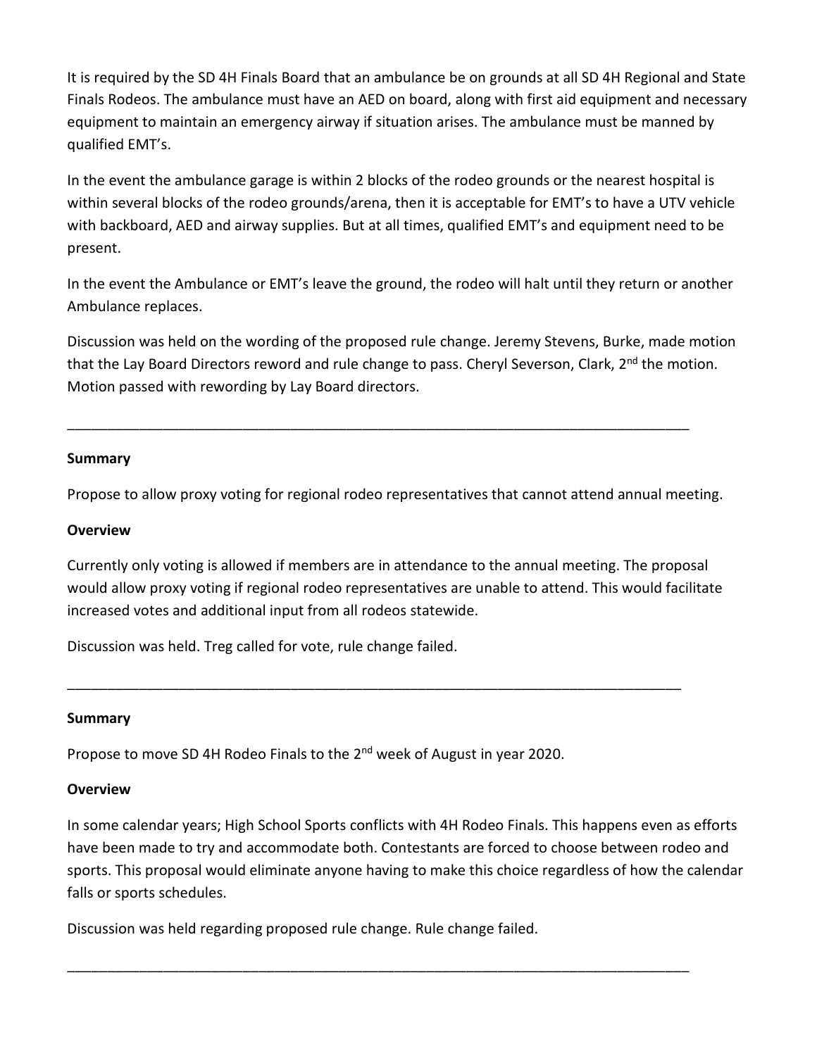It is required by the SD 4H Finals Board that an ambulance be on grounds at all SD 4H Regional and State Finals Rodeos. The ambulance must have an AED on board, along with first aid equipment and necessary equipment to maintain an emergency airway if situation arises. The ambulance must be manned by qualified EMT's.

In the event the ambulance garage is within 2 blocks of the rodeo grounds or the nearest hospital is within several blocks of the rodeo grounds/arena, then it is acceptable for EMT's to have a UTV vehicle with backboard, AED and airway supplies. But at all times, qualified EMT's and equipment need to be present.

In the event the Ambulance or EMT's leave the ground, the rodeo will halt until they return or another Ambulance replaces.

Discussion was held on the wording of the proposed rule change. Jeremy Stevens, Burke, made motion that the Lay Board Directors reword and rule change to pass. Cheryl Severson, Clark, 2nd the motion. Motion passed with rewording by Lay Board directors.

---

**Summary**

Propose to allow proxy voting for regional rodeo representatives that cannot attend annual meeting.

**Overview**

Currently only voting is allowed if members are in attendance to the annual meeting. The proposal would allow proxy voting if regional rodeo representatives are unable to attend. This would facilitate increased votes and additional input from all rodeos statewide.

Discussion was held. Treg called for vote, rule change failed.

---

**Summary**

Propose to move SD 4H Rodeo Finals to the 2nd week of August in year 2020.

**Overview**

In some calendar years; High School Sports conflicts with 4H Rodeo Finals. This happens even as efforts have been made to try and accommodate both. Contestants are forced to choose between rodeo and sports. This proposal would eliminate anyone having to make this choice regardless of how the calendar falls or sports schedules.

Discussion was held regarding proposed rule change. Rule change failed.

---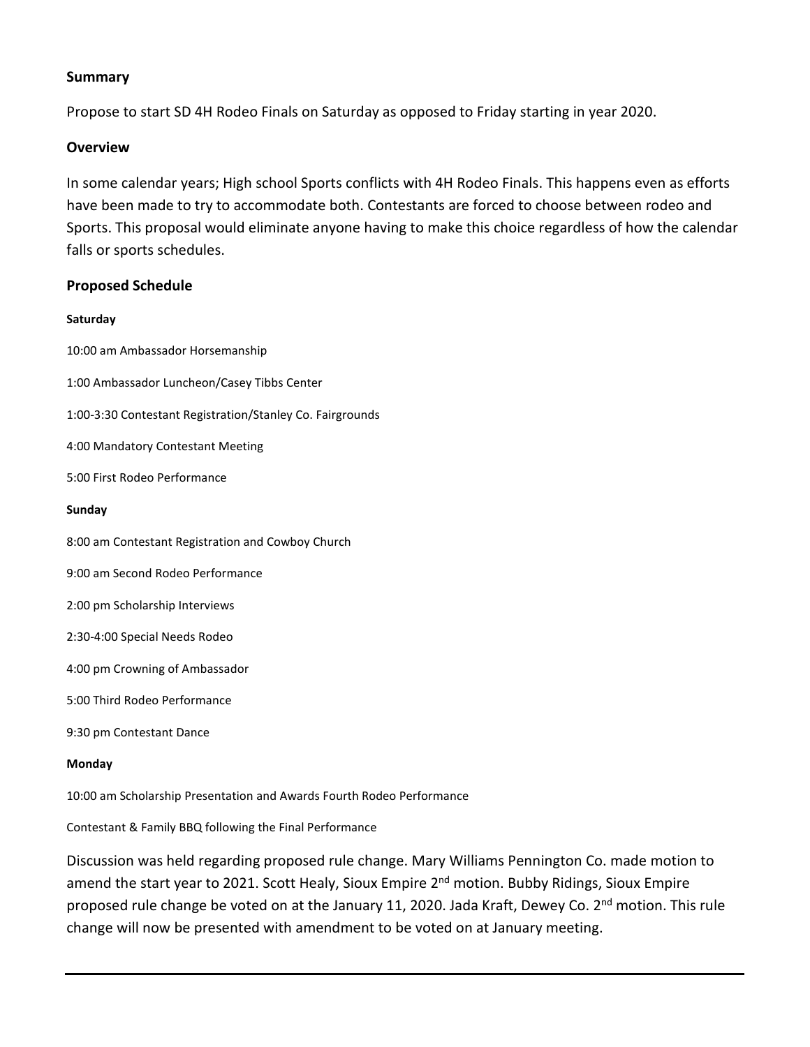**Summary**

Propose to start SD 4H Rodeo Finals on Saturday as opposed to Friday starting in year 2020.

**Overview**

In some calendar years; High school Sports conflicts with 4H Rodeo Finals. This happens even as efforts have been made to try to accommodate both. Contestants are forced to choose between rodeo and Sports. This proposal would eliminate anyone having to make this choice regardless of how the calendar falls or sports schedules.

**Proposed Schedule**

**Saturday**

10:00 am Ambassador Horsemanship

1:00 Ambassador Luncheon/Casey Tibbs Center

1:00-3:30 Contestant Registration/Stanley Co. Fairgrounds

4:00 Mandatory Contestant Meeting

5:00 First Rodeo Performance

**Sunday**

8:00 am Contestant Registration and Cowboy Church

9:00 am Second Rodeo Performance

2:00 pm Scholarship Interviews

2:30-4:00 Special Needs Rodeo

4:00 pm Crowning of Ambassador

5:00 Third Rodeo Performance

9:30 pm Contestant Dance

**Monday**

10:00 am Scholarship Presentation and Awards Fourth Rodeo Performance

Contestant & Family BBQ following the Final Performance

Discussion was held regarding proposed rule change. Mary Williams Pennington Co. made motion to amend the start year to 2021. Scott Healy, Sioux Empire 2nd motion. Bubby Ridings, Sioux Empire proposed rule change be voted on at the January 11, 2020. Jada Kraft, Dewey Co. 2nd motion. This rule change will now be presented with amendment to be voted on at January meeting.

---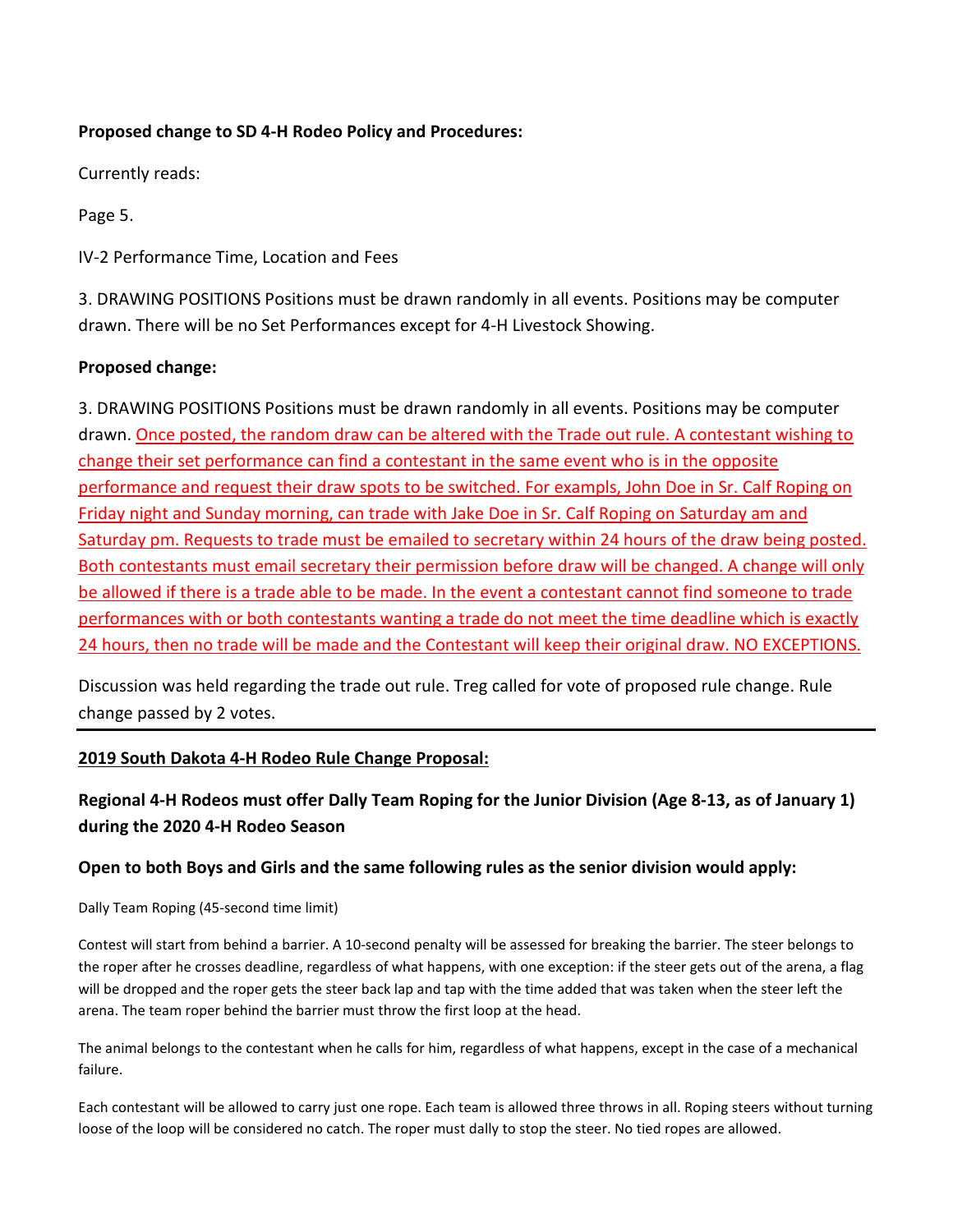**Proposed change to SD 4-H Rodeo Policy and Procedures:**

Currently reads:

Page 5.

IV-2 Performance Time, Location and Fees

3. DRAWING POSITIONS Positions must be drawn randomly in all events. Positions may be computer drawn. There will be no Set Performances except for 4-H Livestock Showing.

**Proposed change:**

3. DRAWING POSITIONS Positions must be drawn randomly in all events. Positions may be computer drawn. Once posted, the random draw can be altered with the Trade out rule. A contestant wishing to change their set performance can find a contestant in the same event who is in the opposite performance and request their draw spots to be switched. For exampls, John Doe in Sr. Calf Roping on Friday night and Sunday morning, can trade with Jake Doe in Sr. Calf Roping on Saturday am and Saturday pm. Requests to trade must be emailed to secretary within 24 hours of the draw being posted. Both contestants must email secretary their permission before draw will be changed. A change will only be allowed if there is a trade able to be made. In the event a contestant cannot find someone to trade performances with or both contestants wanting a trade do not meet the time deadline which is exactly 24 hours, then no trade will be made and the Contestant will keep their original draw. NO EXCEPTIONS.

Discussion was held regarding the trade out rule. Treg called for vote of proposed rule change. Rule change passed by 2 votes.

---

**2019 South Dakota 4-H Rodeo Rule Change Proposal:**

**Regional 4-H Rodeos must offer Dally Team Roping for the Junior Division (Age 8-13, as of January 1) during the 2020 4-H Rodeo Season**

**Open to both Boys and Girls and the same following rules as the senior division would apply:**

Dally Team Roping (45-second time limit)

Contest will start from behind a barrier. A 10-second penalty will be assessed for breaking the barrier. The steer belongs to the roper after he crosses deadline, regardless of what happens, with one exception: if the steer gets out of the arena, a flag will be dropped and the roper gets the steer back lap and tap with the time added that was taken when the steer left the arena. The team roper behind the barrier must throw the first loop at the head.

The animal belongs to the contestant when he calls for him, regardless of what happens, except in the case of a mechanical failure.

Each contestant will be allowed to carry just one rope. Each team is allowed three throws in all. Roping steers without turning loose of the loop will be considered no catch. The roper must dally to stop the steer. No tied ropes are allowed.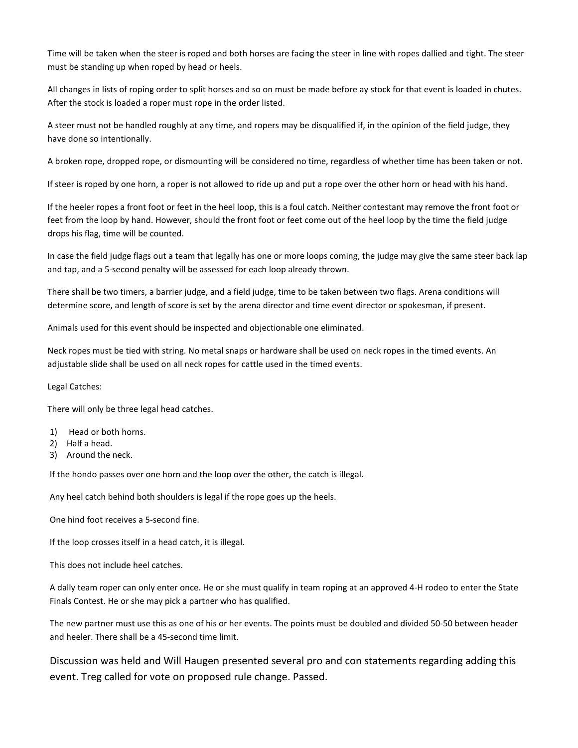Time will be taken when the steer is roped and both horses are facing the steer in line with ropes dallied and tight. The steer must be standing up when roped by head or heels.

All changes in lists of roping order to split horses and so on must be made before ay stock for that event is loaded in chutes. After the stock is loaded a roper must rope in the order listed.

A steer must not be handled roughly at any time, and ropers may be disqualified if, in the opinion of the field judge, they have done so intentionally.

A broken rope, dropped rope, or dismounting will be considered no time, regardless of whether time has been taken or not.

If steer is roped by one horn, a roper is not allowed to ride up and put a rope over the other horn or head with his hand.

If the heeler ropes a front foot or feet in the heel loop, this is a foul catch. Neither contestant may remove the front foot or feet from the loop by hand. However, should the front foot or feet come out of the heel loop by the time the field judge drops his flag, time will be counted.

In case the field judge flags out a team that legally has one or more loops coming, the judge may give the same steer back lap and tap, and a 5-second penalty will be assessed for each loop already thrown.

There shall be two timers, a barrier judge, and a field judge, time to be taken between two flags. Arena conditions will determine score, and length of score is set by the arena director and time event director or spokesman, if present.

Animals used for this event should be inspected and objectionable one eliminated.

Neck ropes must be tied with string. No metal snaps or hardware shall be used on neck ropes in the timed events. An adjustable slide shall be used on all neck ropes for cattle used in the timed events.

Legal Catches:

There will only be three legal head catches.

1) Head or both horns.
2) Half a head.
3) Around the neck.

If the hondo passes over one horn and the loop over the other, the catch is illegal.

Any heel catch behind both shoulders is legal if the rope goes up the heels.

One hind foot receives a 5-second fine.

If the loop crosses itself in a head catch, it is illegal.

This does not include heel catches.

A dally team roper can only enter once. He or she must qualify in team roping at an approved 4-H rodeo to enter the State Finals Contest. He or she may pick a partner who has qualified.

The new partner must use this as one of his or her events. The points must be doubled and divided 50-50 between header and heeler. There shall be a 45-second time limit.

Discussion was held and Will Haugen presented several pro and con statements regarding adding this event. Treg called for vote on proposed rule change. Passed.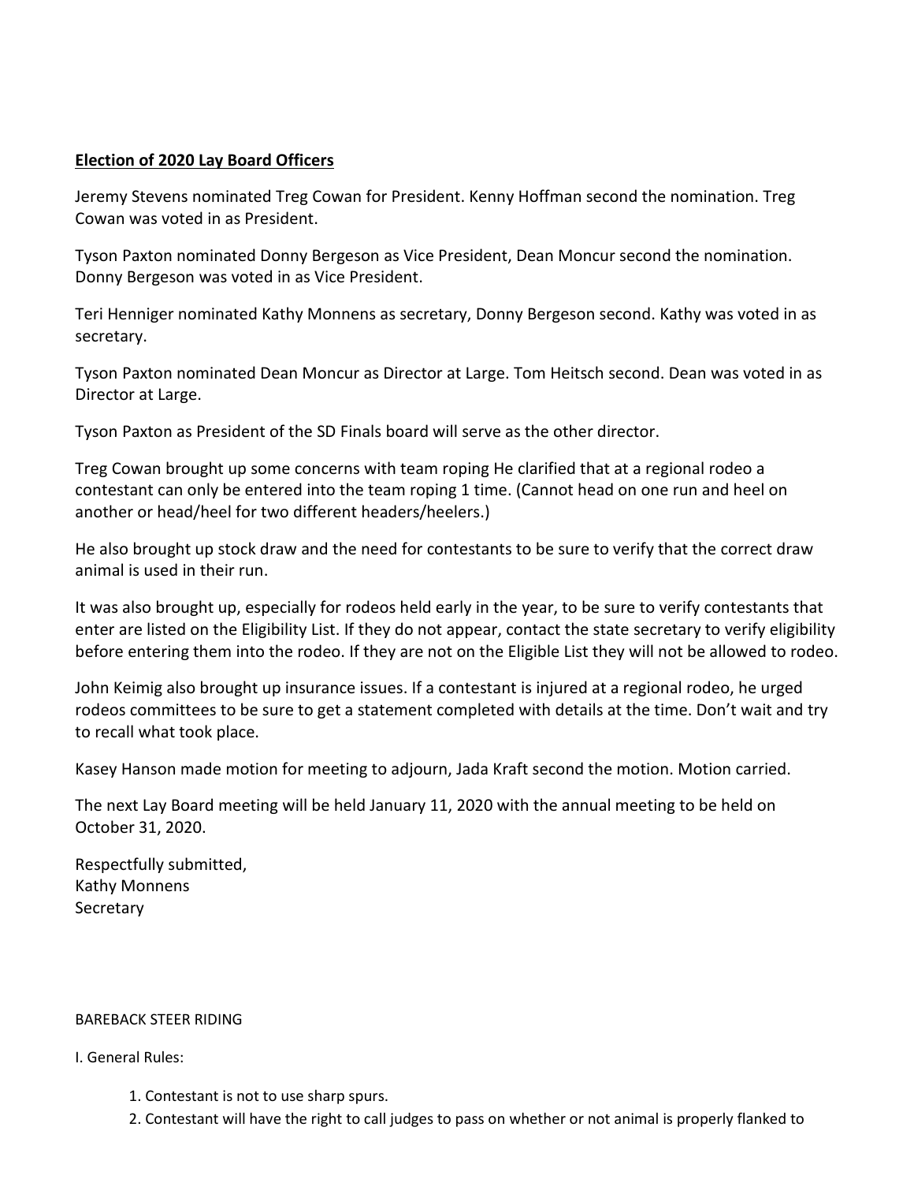**Election of 2020 Lay Board Officers**

Jeremy Stevens nominated Treg Cowan for President. Kenny Hoffman second the nomination. Treg Cowan was voted in as President.

Tyson Paxton nominated Donny Bergeson as Vice President, Dean Moncur second the nomination. Donny Bergeson was voted in as Vice President.

Teri Henniger nominated Kathy Monnens as secretary, Donny Bergeson second. Kathy was voted in as secretary.

Tyson Paxton nominated Dean Moncur as Director at Large. Tom Heitsch second. Dean was voted in as Director at Large.

Tyson Paxton as President of the SD Finals board will serve as the other director.

Treg Cowan brought up some concerns with team roping He clarified that at a regional rodeo a contestant can only be entered into the team roping 1 time. (Cannot head on one run and heel on another or head/heel for two different headers/heelers.)

He also brought up stock draw and the need for contestants to be sure to verify that the correct draw animal is used in their run.

It was also brought up, especially for rodeos held early in the year, to be sure to verify contestants that enter are listed on the Eligibility List. If they do not appear, contact the state secretary to verify eligibility before entering them into the rodeo. If they are not on the Eligible List they will not be allowed to rodeo.

John Keimig also brought up insurance issues. If a contestant is injured at a regional rodeo, he urged rodeos committees to be sure to get a statement completed with details at the time. Don't wait and try to recall what took place.

Kasey Hanson made motion for meeting to adjourn, Jada Kraft second the motion. Motion carried.

The next Lay Board meeting will be held January 11, 2020 with the annual meeting to be held on October 31, 2020.

Respectfully submitted,
Kathy Monnens
Secretary

BAREBACK STEER RIDING

I. General Rules:

1. Contestant is not to use sharp spurs.
2. Contestant will have the right to call judges to pass on whether or not animal is properly flanked to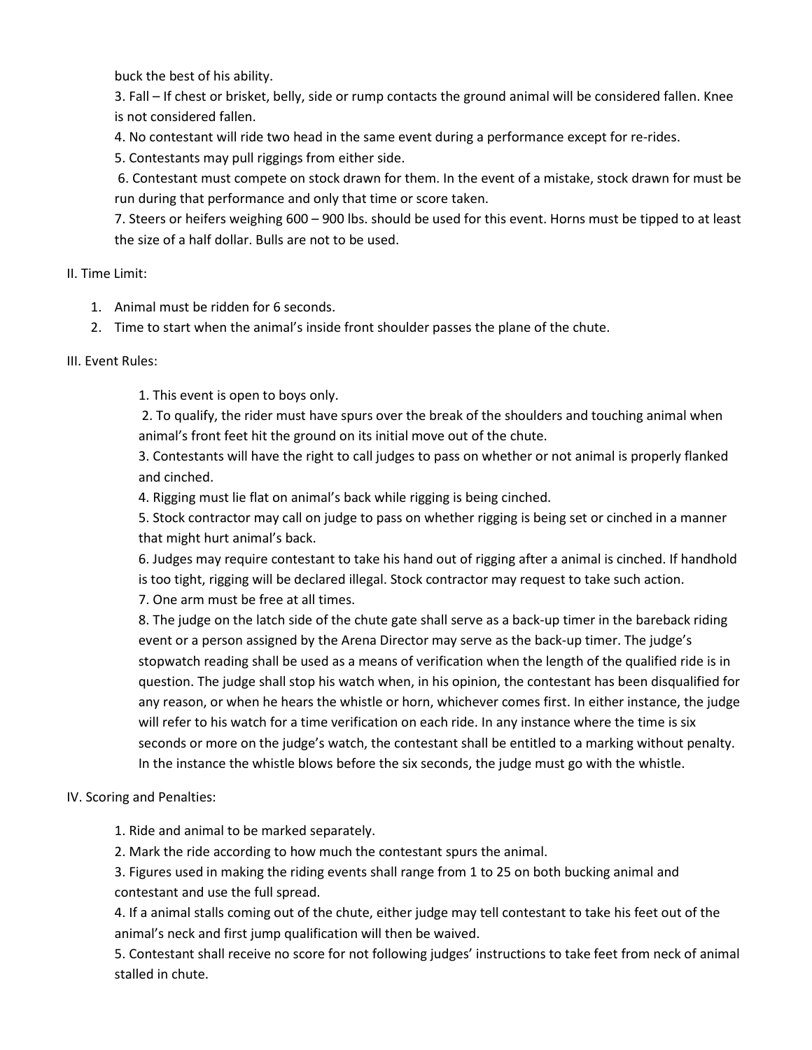buck the best of his ability.

3. Fall – If chest or brisket, belly, side or rump contacts the ground animal will be considered fallen. Knee is not considered fallen.
4. No contestant will ride two head in the same event during a performance except for re-rides.
5. Contestants may pull riggings from either side.
6. Contestant must compete on stock drawn for them. In the event of a mistake, stock drawn for must be run during that performance and only that time or score taken.
7. Steers or heifers weighing 600 – 900 lbs. should be used for this event. Horns must be tipped to at least the size of a half dollar. Bulls are not to be used.

II. Time Limit:

1. Animal must be ridden for 6 seconds.
2. Time to start when the animal's inside front shoulder passes the plane of the chute.

III. Event Rules:

1. This event is open to boys only.
2. To qualify, the rider must have spurs over the break of the shoulders and touching animal when animal's front feet hit the ground on its initial move out of the chute.
3. Contestants will have the right to call judges to pass on whether or not animal is properly flanked and cinched.
4. Rigging must lie flat on animal's back while rigging is being cinched.
5. Stock contractor may call on judge to pass on whether rigging is being set or cinched in a manner that might hurt animal's back.
6. Judges may require contestant to take his hand out of rigging after a animal is cinched. If handhold is too tight, rigging will be declared illegal. Stock contractor may request to take such action.
7. One arm must be free at all times.
8. The judge on the latch side of the chute gate shall serve as a back-up timer in the bareback riding event or a person assigned by the Arena Director may serve as the back-up timer. The judge's stopwatch reading shall be used as a means of verification when the length of the qualified ride is in question. The judge shall stop his watch when, in his opinion, the contestant has been disqualified for any reason, or when he hears the whistle or horn, whichever comes first. In either instance, the judge will refer to his watch for a time verification on each ride. In any instance where the time is six seconds or more on the judge's watch, the contestant shall be entitled to a marking without penalty. In the instance the whistle blows before the six seconds, the judge must go with the whistle.

IV. Scoring and Penalties:

1. Ride and animal to be marked separately.
2. Mark the ride according to how much the contestant spurs the animal.
3. Figures used in making the riding events shall range from 1 to 25 on both bucking animal and contestant and use the full spread.
4. If a animal stalls coming out of the chute, either judge may tell contestant to take his feet out of the animal's neck and first jump qualification will then be waived.
5. Contestant shall receive no score for not following judges' instructions to take feet from neck of animal stalled in chute.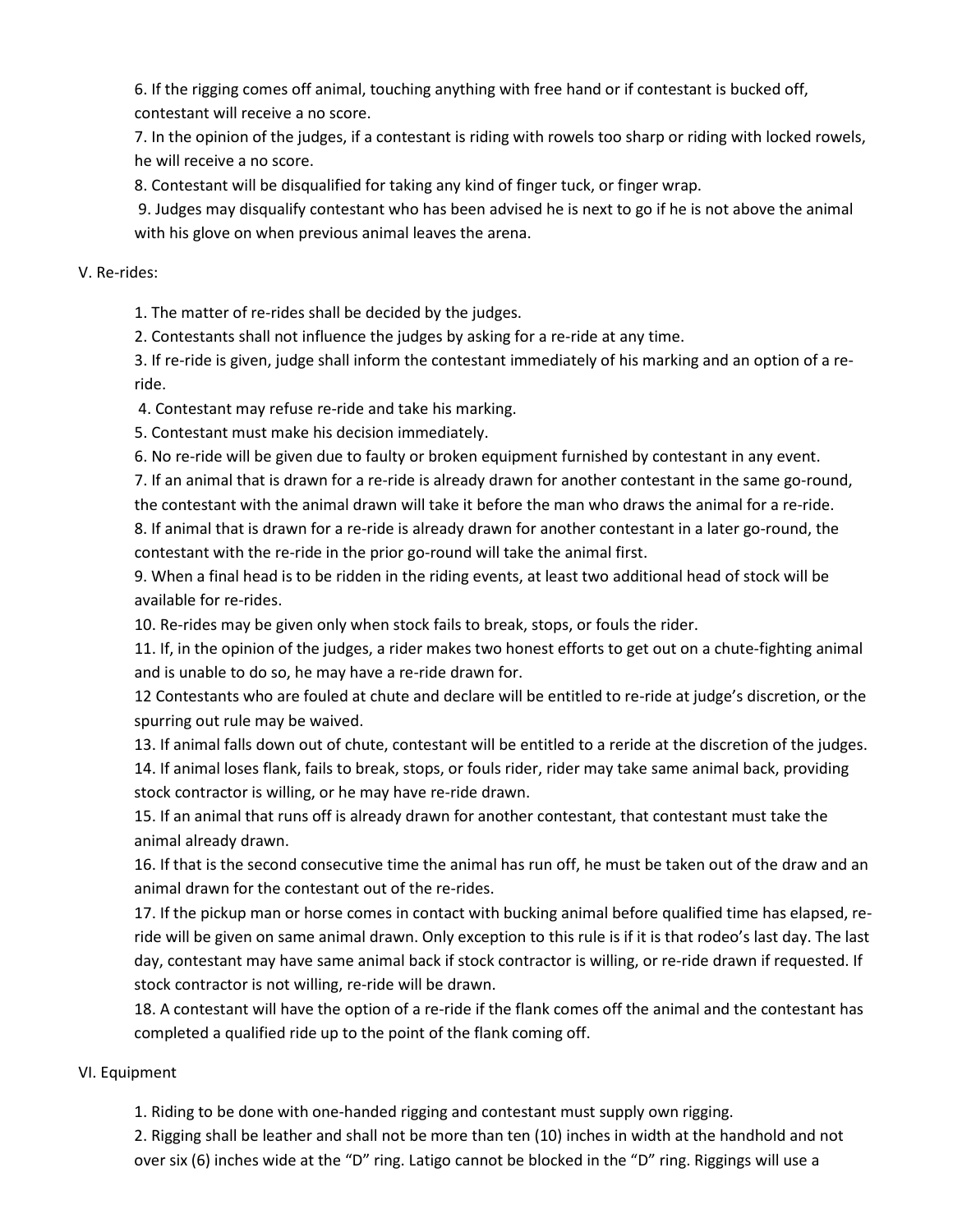6. If the rigging comes off animal, touching anything with free hand or if contestant is bucked off, contestant will receive a no score.

7. In the opinion of the judges, if a contestant is riding with rowels too sharp or riding with locked rowels, he will receive a no score.

8. Contestant will be disqualified for taking any kind of finger tuck, or finger wrap.

9. Judges may disqualify contestant who has been advised he is next to go if he is not above the animal with his glove on when previous animal leaves the arena.

V. Re-rides:

1. The matter of re-rides shall be decided by the judges.

2. Contestants shall not influence the judges by asking for a re-ride at any time.

3. If re-ride is given, judge shall inform the contestant immediately of his marking and an option of a re-ride.

4. Contestant may refuse re-ride and take his marking.

5. Contestant must make his decision immediately.

6. No re-ride will be given due to faulty or broken equipment furnished by contestant in any event.

7. If an animal that is drawn for a re-ride is already drawn for another contestant in the same go-round, the contestant with the animal drawn will take it before the man who draws the animal for a re-ride.

8. If animal that is drawn for a re-ride is already drawn for another contestant in a later go-round, the contestant with the re-ride in the prior go-round will take the animal first.

9. When a final head is to be ridden in the riding events, at least two additional head of stock will be available for re-rides.

10. Re-rides may be given only when stock fails to break, stops, or fouls the rider.

11. If, in the opinion of the judges, a rider makes two honest efforts to get out on a chute-fighting animal and is unable to do so, he may have a re-ride drawn for.

12 Contestants who are fouled at chute and declare will be entitled to re-ride at judge's discretion, or the spurring out rule may be waived.

13. If animal falls down out of chute, contestant will be entitled to a reride at the discretion of the judges.

14. If animal loses flank, fails to break, stops, or fouls rider, rider may take same animal back, providing stock contractor is willing, or he may have re-ride drawn.

15. If an animal that runs off is already drawn for another contestant, that contestant must take the animal already drawn.

16. If that is the second consecutive time the animal has run off, he must be taken out of the draw and an animal drawn for the contestant out of the re-rides.

17. If the pickup man or horse comes in contact with bucking animal before qualified time has elapsed, re-ride will be given on same animal drawn. Only exception to this rule is if it is that rodeo's last day. The last day, contestant may have same animal back if stock contractor is willing, or re-ride drawn if requested. If stock contractor is not willing, re-ride will be drawn.

18. A contestant will have the option of a re-ride if the flank comes off the animal and the contestant has completed a qualified ride up to the point of the flank coming off.

VI. Equipment

1. Riding to be done with one-handed rigging and contestant must supply own rigging.

2. Rigging shall be leather and shall not be more than ten (10) inches in width at the handhold and not over six (6) inches wide at the "D" ring. Latigo cannot be blocked in the "D" ring. Riggings will use a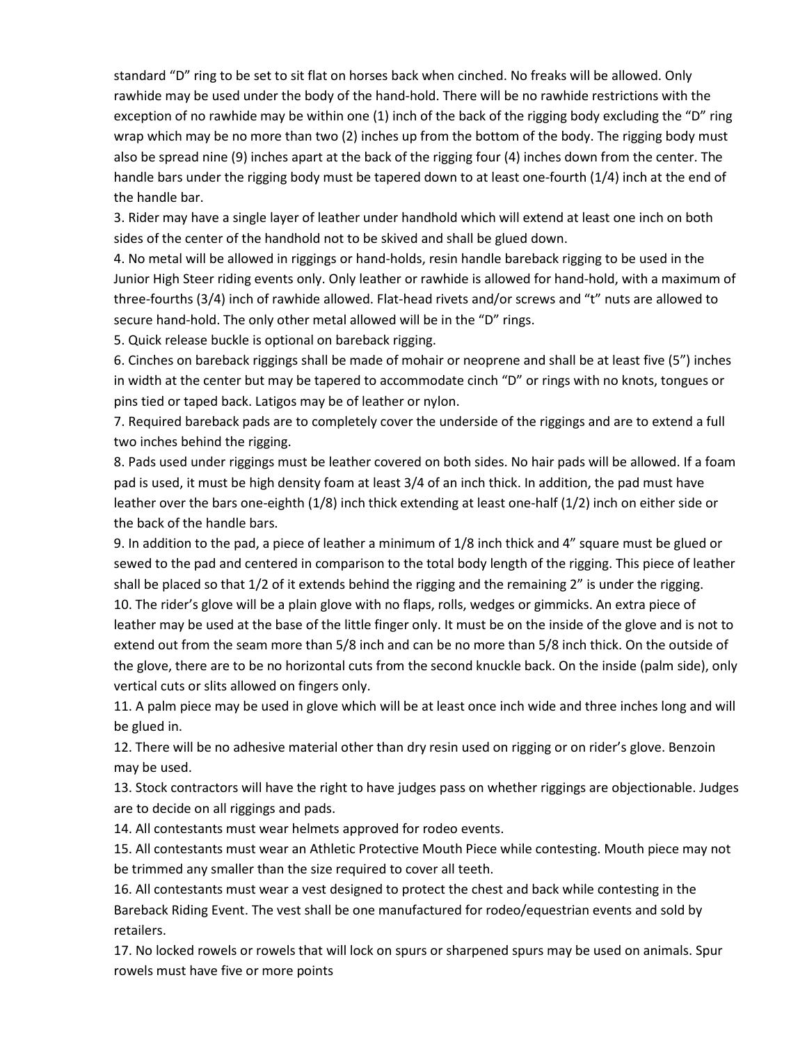standard "D" ring to be set to sit flat on horses back when cinched. No freaks will be allowed. Only rawhide may be used under the body of the hand-hold. There will be no rawhide restrictions with the exception of no rawhide may be within one (1) inch of the back of the rigging body excluding the "D" ring wrap which may be no more than two (2) inches up from the bottom of the body. The rigging body must also be spread nine (9) inches apart at the back of the rigging four (4) inches down from the center. The handle bars under the rigging body must be tapered down to at least one-fourth (1/4) inch at the end of the handle bar.

3. Rider may have a single layer of leather under handhold which will extend at least one inch on both sides of the center of the handhold not to be skived and shall be glued down.
4. No metal will be allowed in riggings or hand-holds, resin handle bareback rigging to be used in the Junior High Steer riding events only. Only leather or rawhide is allowed for hand-hold, with a maximum of three-fourths (3/4) inch of rawhide allowed. Flat-head rivets and/or screws and "t" nuts are allowed to secure hand-hold. The only other metal allowed will be in the "D" rings.
5. Quick release buckle is optional on bareback rigging.
6. Cinches on bareback riggings shall be made of mohair or neoprene and shall be at least five (5") inches in width at the center but may be tapered to accommodate cinch "D" or rings with no knots, tongues or pins tied or taped back. Latigos may be of leather or nylon.
7. Required bareback pads are to completely cover the underside of the riggings and are to extend a full two inches behind the rigging.
8. Pads used under riggings must be leather covered on both sides. No hair pads will be allowed. If a foam pad is used, it must be high density foam at least 3/4 of an inch thick. In addition, the pad must have leather over the bars one-eighth (1/8) inch thick extending at least one-half (1/2) inch on either side or the back of the handle bars.
9. In addition to the pad, a piece of leather a minimum of 1/8 inch thick and 4" square must be glued or sewed to the pad and centered in comparison to the total body length of the rigging. This piece of leather shall be placed so that 1/2 of it extends behind the rigging and the remaining 2" is under the rigging.
10. The rider's glove will be a plain glove with no flaps, rolls, wedges or gimmicks. An extra piece of leather may be used at the base of the little finger only. It must be on the inside of the glove and is not to extend out from the seam more than 5/8 inch and can be no more than 5/8 inch thick. On the outside of the glove, there are to be no horizontal cuts from the second knuckle back. On the inside (palm side), only vertical cuts or slits allowed on fingers only.
11. A palm piece may be used in glove which will be at least once inch wide and three inches long and will be glued in.
12. There will be no adhesive material other than dry resin used on rigging or on rider's glove. Benzoin may be used.
13. Stock contractors will have the right to have judges pass on whether riggings are objectionable. Judges are to decide on all riggings and pads.
14. All contestants must wear helmets approved for rodeo events.
15. All contestants must wear an Athletic Protective Mouth Piece while contesting. Mouth piece may not be trimmed any smaller than the size required to cover all teeth.
16. All contestants must wear a vest designed to protect the chest and back while contesting in the Bareback Riding Event. The vest shall be one manufactured for rodeo/equestrian events and sold by retailers.
17. No locked rowels or rowels that will lock on spurs or sharpened spurs may be used on animals. Spur rowels must have five or more points